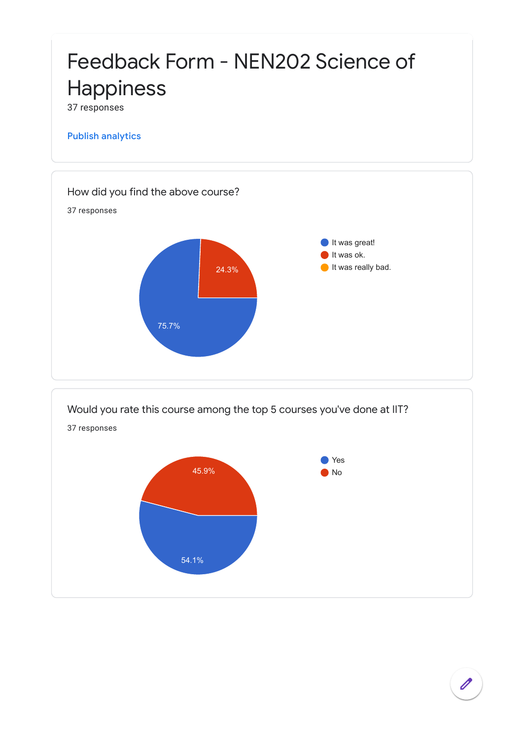# Feedback Form - NEN202 Science of Happiness

37 responses

Publish analytics

## How did you find the above course?

37 responses

- It was great!
- It was ok.
- It was really bad.

75.7%

24.3%

## Would you rate this course among the top 5 courses you've done at IIT?

37 responses

- Yes
- No

45.9%

54.1%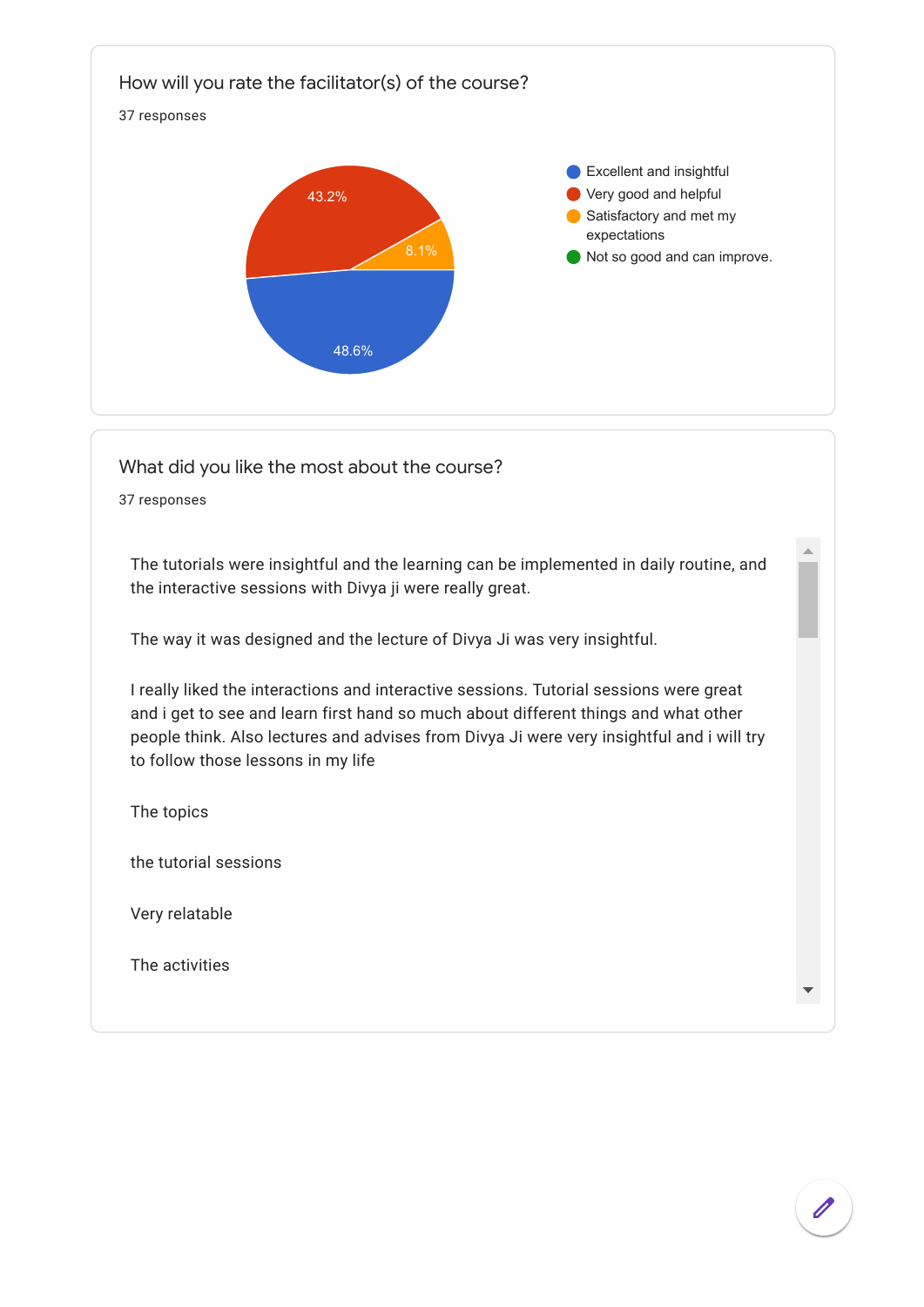## How will you rate the facilitator(s) of the course?

37 responses

| Response | Percentage |
| --- | --- |
| Excellent and insightful | 48.6% |
| Very good and helpful | 43.2% |
| Satisfactory and met my expectations | 8.1% |
| Not so good and can improve. | |

## What did you like the most about the course?

37 responses

The tutorials were insightful and the learning can be implemented in daily routine, and the interactive sessions with Divya ji were really great.

The way it was designed and the lecture of Divya Ji was very insightful.

I really liked the interactions and interactive sessions. Tutorial sessions were great and i get to see and learn first hand so much about different things and what other people think. Also lectures and advises from Divya Ji were very insightful and i will try to follow those lessons in my life

The topics

the tutorial sessions

Very relatable

The activities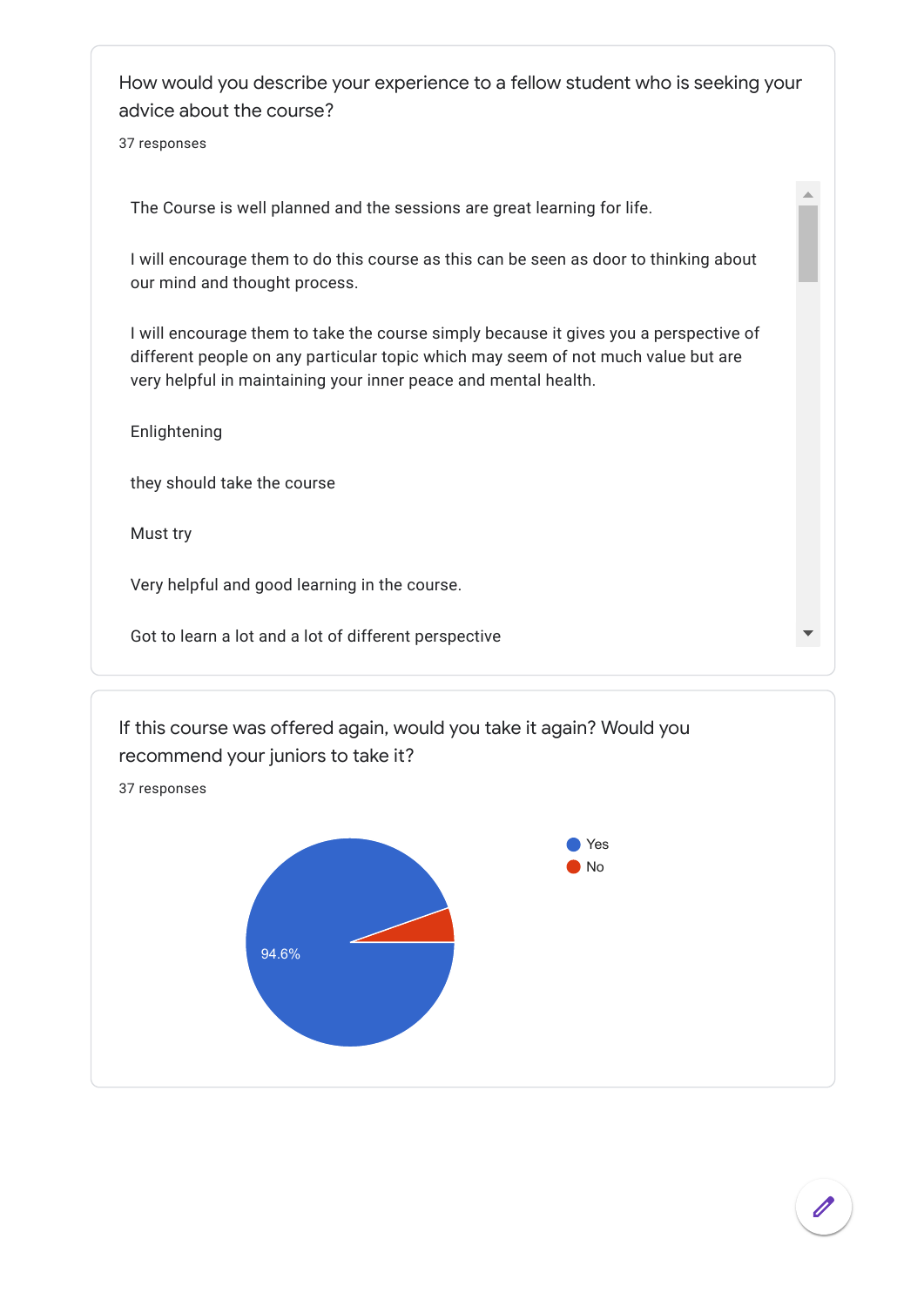## How would you describe your experience to a fellow student who is seeking your advice about the course?

37 responses

The Course is well planned and the sessions are great learning for life.

I will encourage them to do this course as this can be seen as door to thinking about our mind and thought process.

I will encourage them to take the course simply because it gives you a perspective of different people on any particular topic which may seem of not much value but are very helpful in maintaining your inner peace and mental health.

Enlightening

they should take the course

Must try

Very helpful and good learning in the course.

Got to learn a lot and a lot of different perspective

## If this course was offered again, would you take it again? Would you recommend your juniors to take it?

37 responses

- Yes
- No

94.6%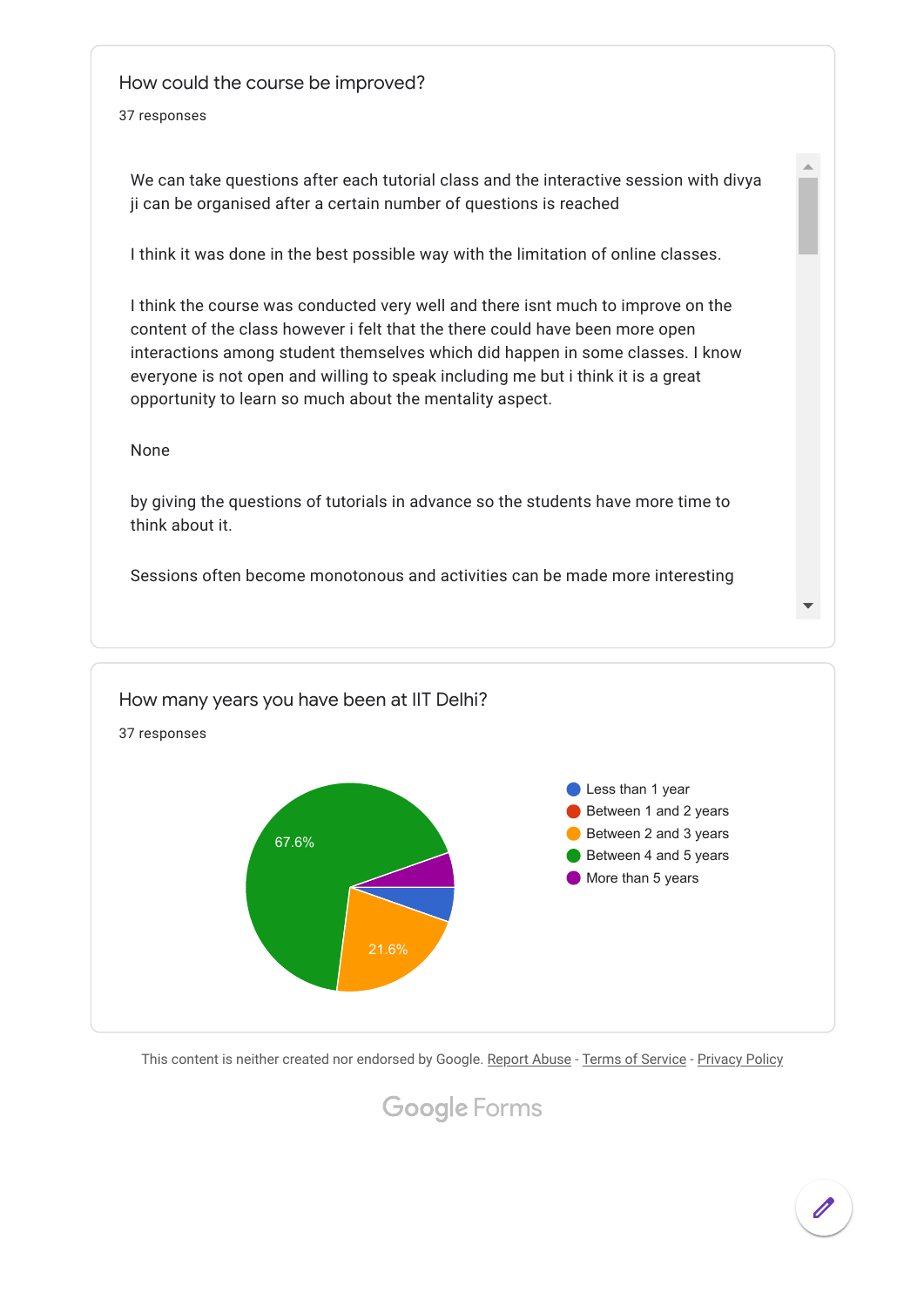## How could the course be improved?

37 responses

We can take questions after each tutorial class and the interactive session with divya ji can be organised after a certain number of questions is reached

I think it was done in the best possible way with the limitation of online classes.

I think the course was conducted very well and there isnt much to improve on the content of the class however i felt that the there could have been more open interactions among student themselves which did happen in some classes. I know everyone is not open and willing to speak including me but i think it is a great opportunity to learn so much about the mentality aspect.

None

by giving the questions of tutorials in advance so the students have more time to think about it.

Sessions often become monotonous and activities can be made more interesting

## How many years you have been at IIT Delhi?

37 responses

67.6%

21.6%

Less than 1 year
Between 1 and 2 years
Between 2 and 3 years
Between 4 and 5 years
More than 5 years

This content is neither created nor endorsed by Google. Report Abuse - Terms of Service - Privacy Policy

Google Forms